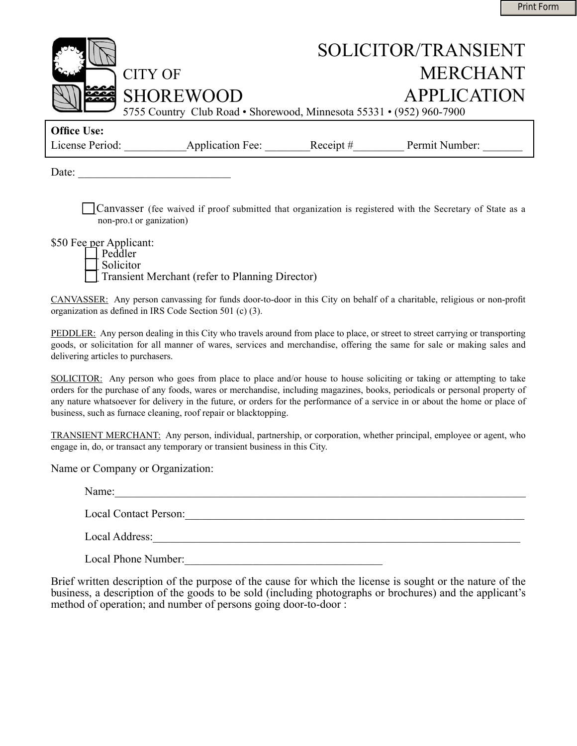# SOLICITOR/TRANSIENT MERCHANT APPLICATION

CITY OF SHOREWOOD

5755 Country Club Road • Shorewood, Minnesota 55331 • (952) 960-7900

**Office Use:**
License Period: ___________Application Fee: ________Receipt #_________ Permit Number: _______

Date: ___________________________

☐ Canvasser (fee waived if proof submitted that organization is registered with the Secretary of State as a non-pro.t or ganization)

$50 Fee per Applicant:

- ☐ Peddler
- ☐ Solicitor
- ☐ Transient Merchant (refer to Planning Director)

CANVASSER: Any person canvassing for funds door-to-door in this City on behalf of a charitable, religious or non-profit organization as defined in IRS Code Section 501 (c) (3).

PEDDLER: Any person dealing in this City who travels around from place to place, or street to street carrying or transporting goods, or solicitation for all manner of wares, services and merchandise, offering the same for sale or making sales and delivering articles to purchasers.

SOLICITOR: Any person who goes from place to place and/or house to house soliciting or taking or attempting to take orders for the purchase of any foods, wares or merchandise, including magazines, books, periodicals or personal property of any nature whatsoever for delivery in the future, or orders for the performance of a service in or about the home or place of business, such as furnace cleaning, roof repair or blacktopping.

TRANSIENT MERCHANT: Any person, individual, partnership, or corporation, whether principal, employee or agent, who engage in, do, or transact any temporary or transient business in this City.

Name or Company or Organization:

Name:_____________________________________________________________________________

Local Contact Person:_______________________________________________________________

Local Address:_____________________________________________________________________

Local Phone Number:___________________________________

Brief written description of the purpose of the cause for which the license is sought or the nature of the business, a description of the goods to be sold (including photographs or brochures) and the applicant's method of operation; and number of persons going door-to-door :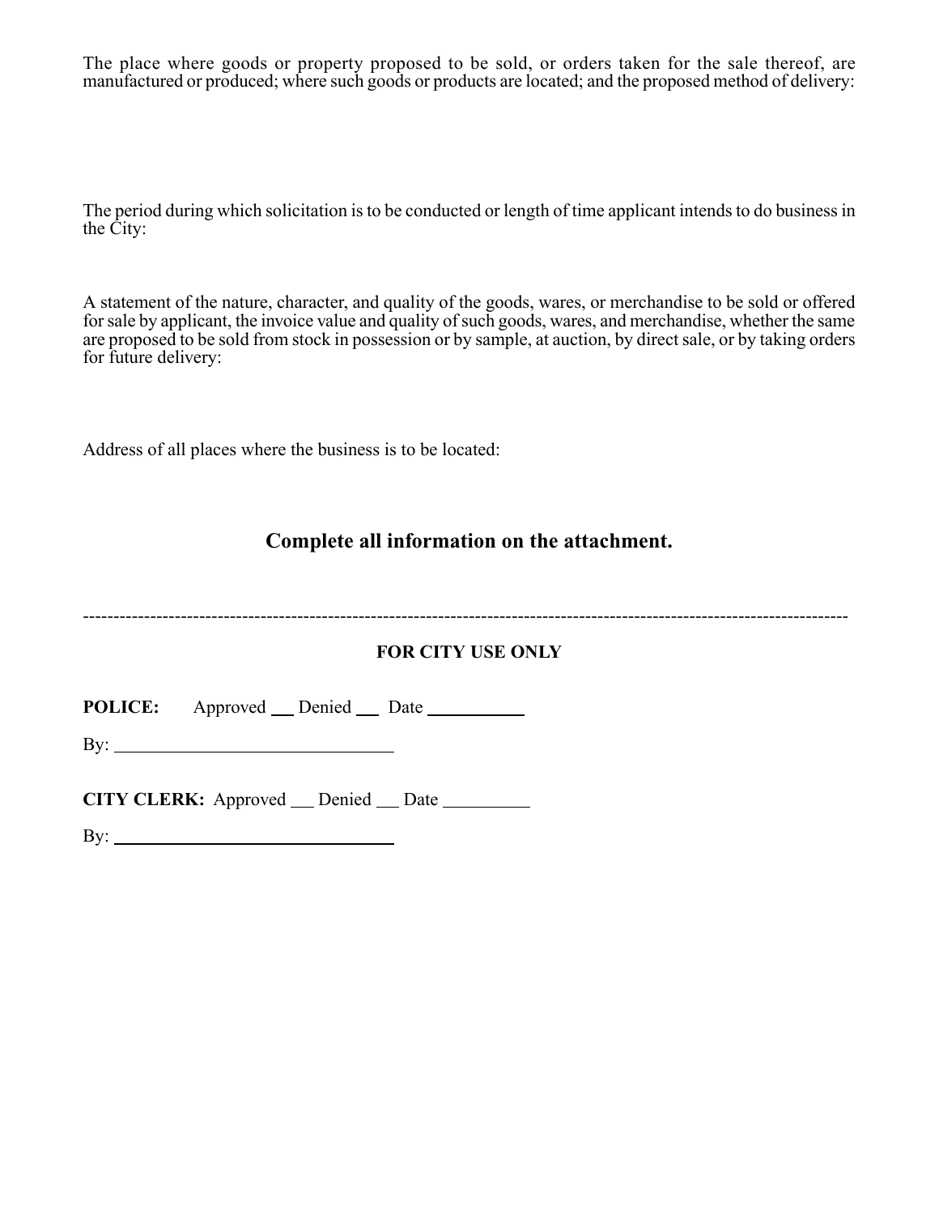The place where goods or property proposed to be sold, or orders taken for the sale thereof, are manufactured or produced; where such goods or products are located; and the proposed method of delivery:

The period during which solicitation is to be conducted or length of time applicant intends to do business in the City:

A statement of the nature, character, and quality of the goods, wares, or merchandise to be sold or offered for sale by applicant, the invoice value and quality of such goods, wares, and merchandise, whether the same are proposed to be sold from stock in possession or by sample, at auction, by direct sale, or by taking orders for future delivery:

Address of all places where the business is to be located:

## Complete all information on the attachment.

---

**FOR CITY USE ONLY**

**POLICE:** Approved ___ Denied ___ Date __________

By: ______________________________

**CITY CLERK:** Approved ___ Denied ___ Date _________

By: ______________________________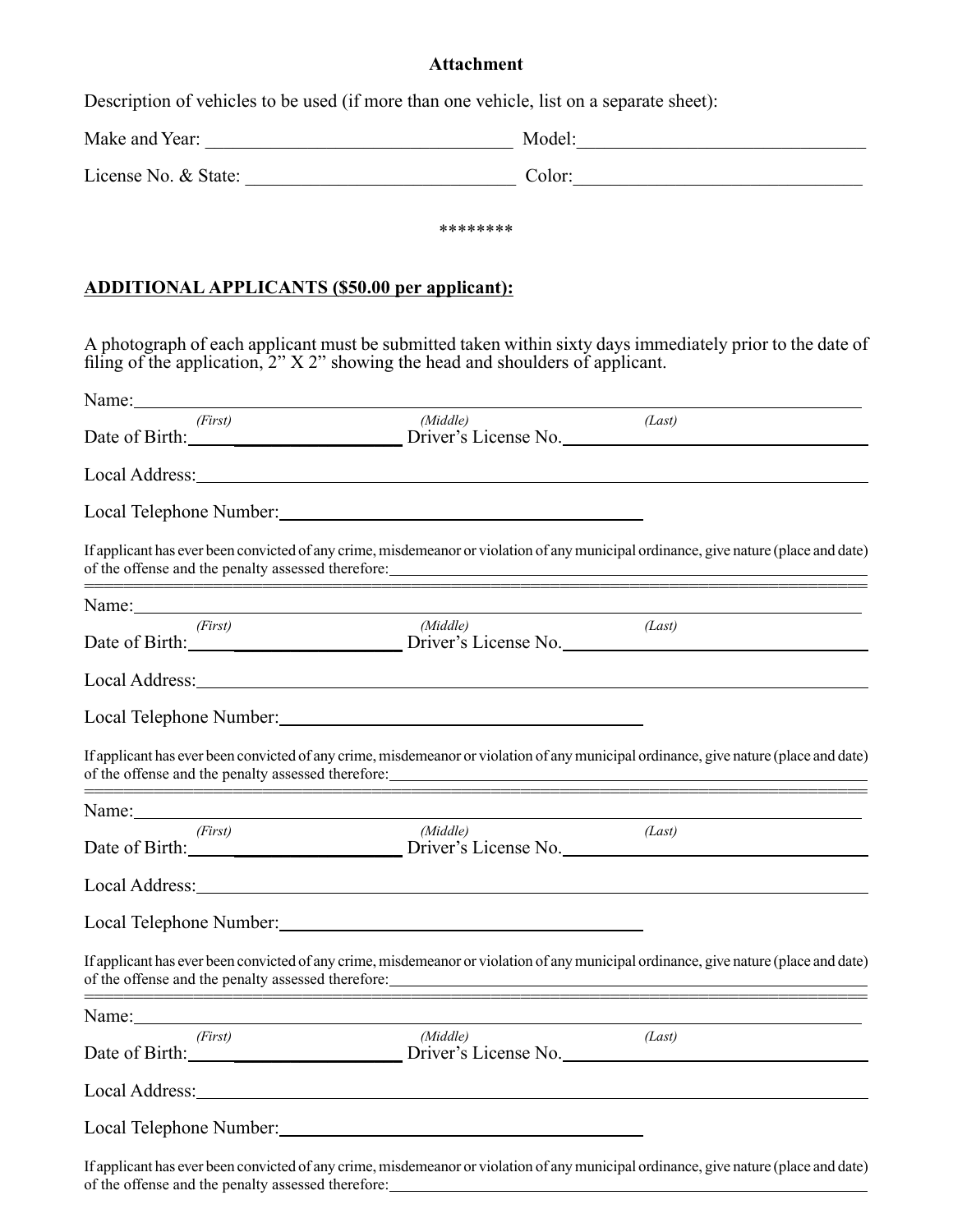**Attachment**

Description of vehicles to be used (if more than one vehicle, list on a separate sheet):

Make and Year: ________________________________ Model: ______________________________

License No. & State: ____________________________ Color: ______________________________

\*\*\*\*\*\*\*\*

**ADDITIONAL APPLICANTS ($50.00 per applicant):**

A photograph of each applicant must be submitted taken within sixty days immediately prior to the date of filing of the application, 2" X 2" showing the head and shoulders of applicant.

Name: ______________________________________________________________________
*(First)* *(Middle)* *(Last)*

Date of Birth: ____________________ Driver's License No. ______________________________

Local Address: _______________________________________________________________

Local Telephone Number: ______________________________________

If applicant has ever been convicted of any crime, misdemeanor or violation of any municipal ordinance, give nature (place and date) of the offense and the penalty assessed therefore: ______________________________________________

---

Name: ______________________________________________________________________
*(First)* *(Middle)* *(Last)*

Date of Birth: ____________________ Driver's License No. ______________________________

Local Address: _______________________________________________________________

Local Telephone Number: ______________________________________

If applicant has ever been convicted of any crime, misdemeanor or violation of any municipal ordinance, give nature (place and date) of the offense and the penalty assessed therefore: ______________________________________________

---

Name: ______________________________________________________________________
*(First)* *(Middle)* *(Last)*

Date of Birth: ____________________ Driver's License No. ______________________________

Local Address: _______________________________________________________________

Local Telephone Number: ______________________________________

If applicant has ever been convicted of any crime, misdemeanor or violation of any municipal ordinance, give nature (place and date) of the offense and the penalty assessed therefore: ______________________________________________

---

Name: ______________________________________________________________________
*(First)* *(Middle)* *(Last)*

Date of Birth: ____________________ Driver's License No. ______________________________

Local Address: _______________________________________________________________

Local Telephone Number: ______________________________________

If applicant has ever been convicted of any crime, misdemeanor or violation of any municipal ordinance, give nature (place and date) of the offense and the penalty assessed therefore: ______________________________________________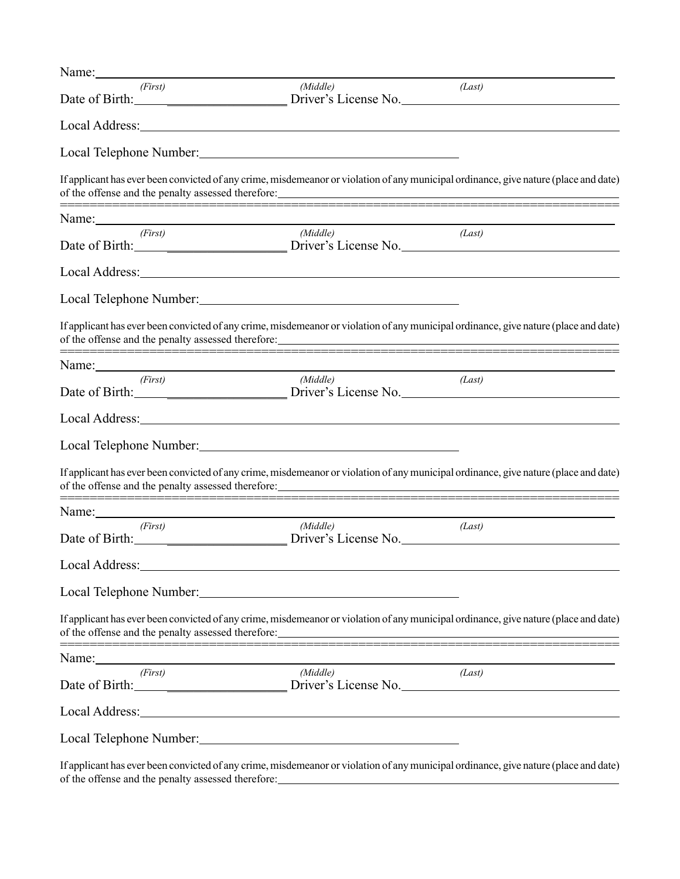Name: ______________________________________________________________________
*(First)* *(Middle)* *(Last)*

Date of Birth: ______________________ Driver's License No. ______________________

Local Address: ______________________________________________________________

Local Telephone Number: ______________________________

If applicant has ever been convicted of any crime, misdemeanor or violation of any municipal ordinance, give nature (place and date) of the offense and the penalty assessed therefore: ______________________________

===============================================================================

Name: ______________________________________________________________________
*(First)* *(Middle)* *(Last)*

Date of Birth: ______________________ Driver's License No. ______________________

Local Address: ______________________________________________________________

Local Telephone Number: ______________________________

If applicant has ever been convicted of any crime, misdemeanor or violation of any municipal ordinance, give nature (place and date) of the offense and the penalty assessed therefore: ______________________________

===============================================================================

Name: ______________________________________________________________________
*(First)* *(Middle)* *(Last)*

Date of Birth: ______________________ Driver's License No. ______________________

Local Address: ______________________________________________________________

Local Telephone Number: ______________________________

If applicant has ever been convicted of any crime, misdemeanor or violation of any municipal ordinance, give nature (place and date) of the offense and the penalty assessed therefore: ______________________________

===============================================================================

Name: ______________________________________________________________________
*(First)* *(Middle)* *(Last)*

Date of Birth: ______________________ Driver's License No. ______________________

Local Address: ______________________________________________________________

Local Telephone Number: ______________________________

If applicant has ever been convicted of any crime, misdemeanor or violation of any municipal ordinance, give nature (place and date) of the offense and the penalty assessed therefore: ______________________________

===============================================================================

Name: ______________________________________________________________________
*(First)* *(Middle)* *(Last)*

Date of Birth: ______________________ Driver's License No. ______________________

Local Address: ______________________________________________________________

Local Telephone Number: ______________________________

If applicant has ever been convicted of any crime, misdemeanor or violation of any municipal ordinance, give nature (place and date) of the offense and the penalty assessed therefore: ______________________________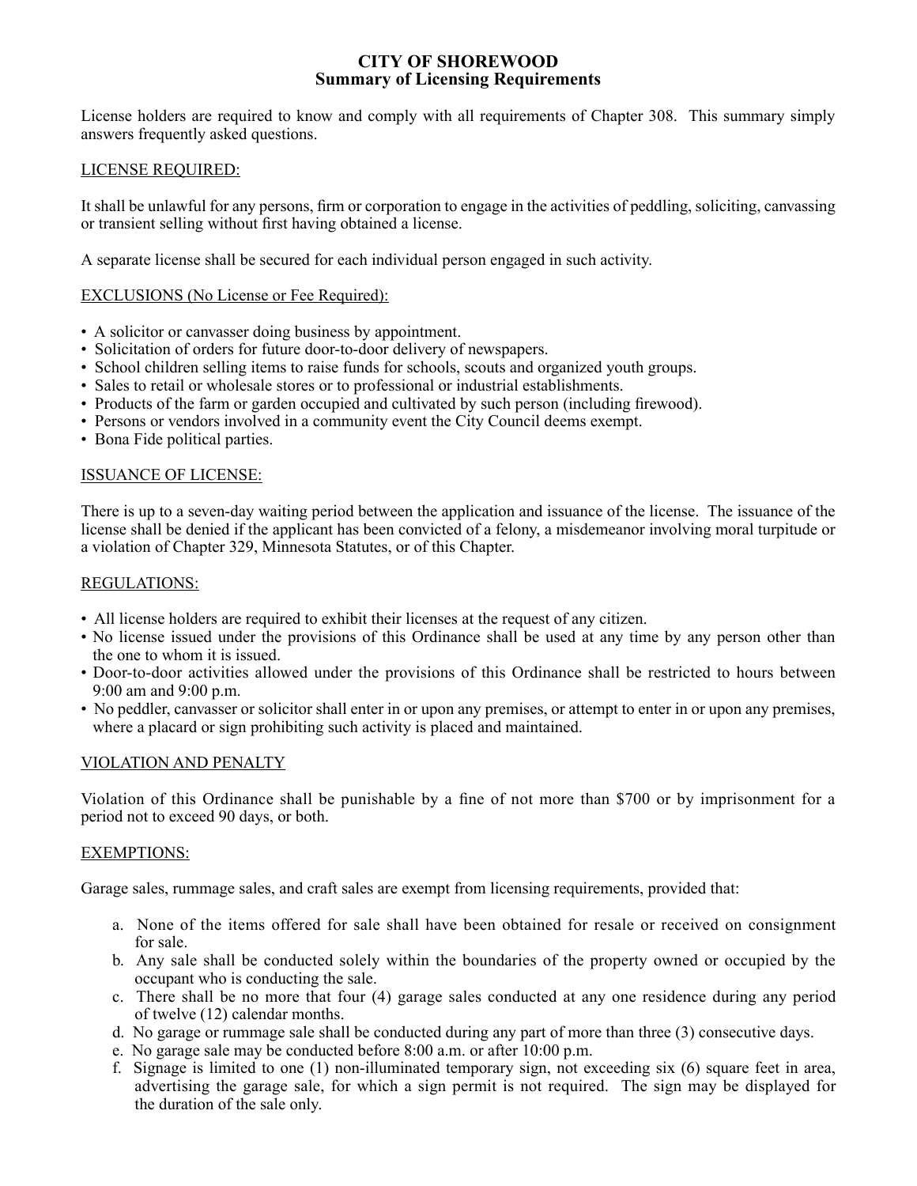# CITY OF SHOREWOOD
## Summary of Licensing Requirements

License holders are required to know and comply with all requirements of Chapter 308. This summary simply answers frequently asked questions.

### LICENSE REQUIRED:

It shall be unlawful for any persons, firm or corporation to engage in the activities of peddling, soliciting, canvassing or transient selling without first having obtained a license.

A separate license shall be secured for each individual person engaged in such activity.

### EXCLUSIONS (No License or Fee Required):

- A solicitor or canvasser doing business by appointment.
- Solicitation of orders for future door-to-door delivery of newspapers.
- School children selling items to raise funds for schools, scouts and organized youth groups.
- Sales to retail or wholesale stores or to professional or industrial establishments.
- Products of the farm or garden occupied and cultivated by such person (including firewood).
- Persons or vendors involved in a community event the City Council deems exempt.
- Bona Fide political parties.

### ISSUANCE OF LICENSE:

There is up to a seven-day waiting period between the application and issuance of the license. The issuance of the license shall be denied if the applicant has been convicted of a felony, a misdemeanor involving moral turpitude or a violation of Chapter 329, Minnesota Statutes, or of this Chapter.

### REGULATIONS:

- All license holders are required to exhibit their licenses at the request of any citizen.
- No license issued under the provisions of this Ordinance shall be used at any time by any person other than the one to whom it is issued.
- Door-to-door activities allowed under the provisions of this Ordinance shall be restricted to hours between 9:00 am and 9:00 p.m.
- No peddler, canvasser or solicitor shall enter in or upon any premises, or attempt to enter in or upon any premises, where a placard or sign prohibiting such activity is placed and maintained.

### VIOLATION AND PENALTY

Violation of this Ordinance shall be punishable by a fine of not more than $700 or by imprisonment for a period not to exceed 90 days, or both.

### EXEMPTIONS:

Garage sales, rummage sales, and craft sales are exempt from licensing requirements, provided that:

a. None of the items offered for sale shall have been obtained for resale or received on consignment for sale.
b. Any sale shall be conducted solely within the boundaries of the property owned or occupied by the occupant who is conducting the sale.
c. There shall be no more that four (4) garage sales conducted at any one residence during any period of twelve (12) calendar months.
d. No garage or rummage sale shall be conducted during any part of more than three (3) consecutive days.
e. No garage sale may be conducted before 8:00 a.m. or after 10:00 p.m.
f. Signage is limited to one (1) non-illuminated temporary sign, not exceeding six (6) square feet in area, advertising the garage sale, for which a sign permit is not required. The sign may be displayed for the duration of the sale only.